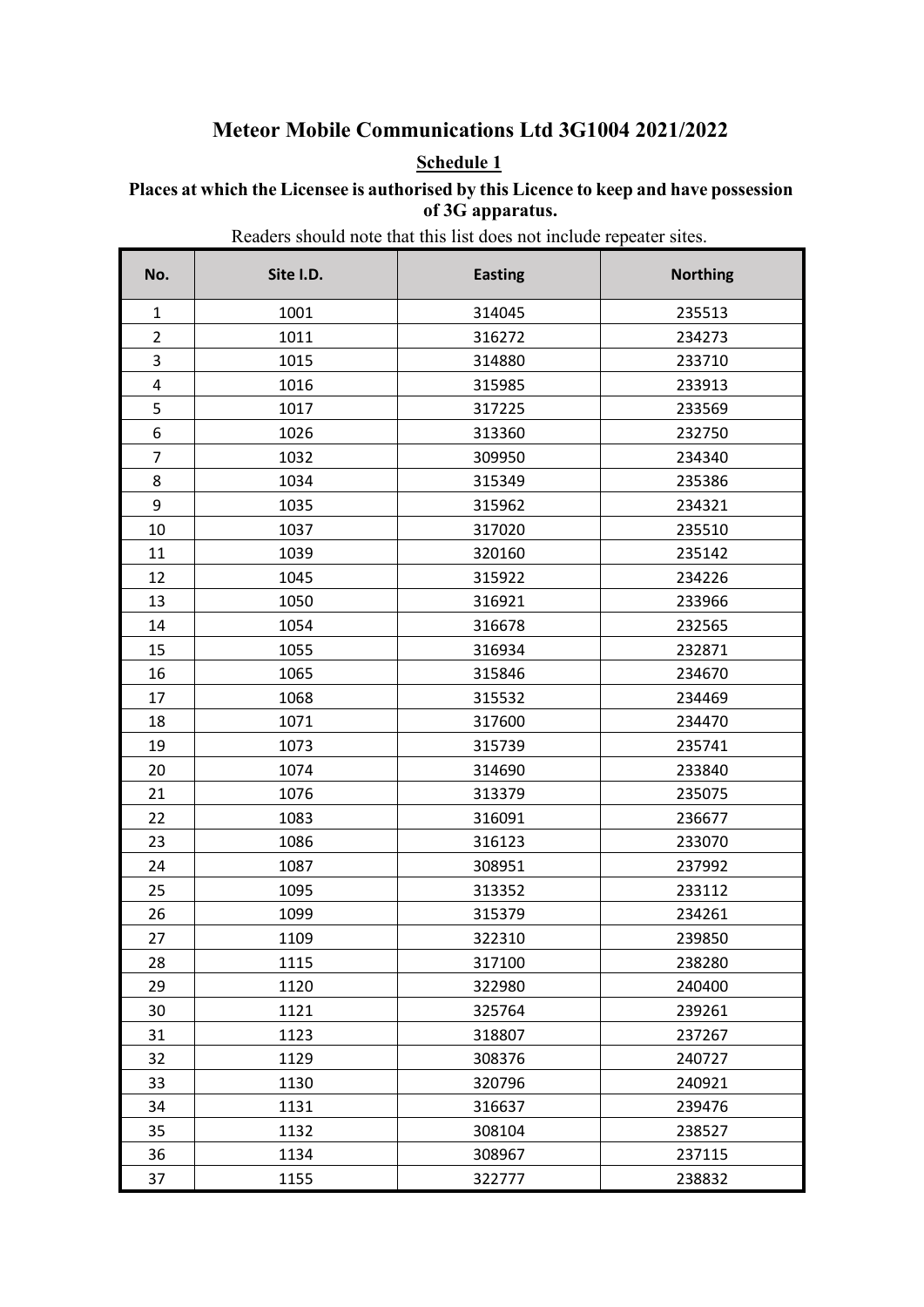# Meteor Mobile Communications Ltd 3G1004 2021/2022

## Schedule 1

**Places at which the Licensee is authorised by this Licence to keep and have possession of 3G apparatus.**

Readers should note that this list does not include repeater sites.

| No. | Site I.D. | Easting | Northing |
|---|---|---|---|
| 1 | 1001 | 314045 | 235513 |
| 2 | 1011 | 316272 | 234273 |
| 3 | 1015 | 314880 | 233710 |
| 4 | 1016 | 315985 | 233913 |
| 5 | 1017 | 317225 | 233569 |
| 6 | 1026 | 313360 | 232750 |
| 7 | 1032 | 309950 | 234340 |
| 8 | 1034 | 315349 | 235386 |
| 9 | 1035 | 315962 | 234321 |
| 10 | 1037 | 317020 | 235510 |
| 11 | 1039 | 320160 | 235142 |
| 12 | 1045 | 315922 | 234226 |
| 13 | 1050 | 316921 | 233966 |
| 14 | 1054 | 316678 | 232565 |
| 15 | 1055 | 316934 | 232871 |
| 16 | 1065 | 315846 | 234670 |
| 17 | 1068 | 315532 | 234469 |
| 18 | 1071 | 317600 | 234470 |
| 19 | 1073 | 315739 | 235741 |
| 20 | 1074 | 314690 | 233840 |
| 21 | 1076 | 313379 | 235075 |
| 22 | 1083 | 316091 | 236677 |
| 23 | 1086 | 316123 | 233070 |
| 24 | 1087 | 308951 | 237992 |
| 25 | 1095 | 313352 | 233112 |
| 26 | 1099 | 315379 | 234261 |
| 27 | 1109 | 322310 | 239850 |
| 28 | 1115 | 317100 | 238280 |
| 29 | 1120 | 322980 | 240400 |
| 30 | 1121 | 325764 | 239261 |
| 31 | 1123 | 318807 | 237267 |
| 32 | 1129 | 308376 | 240727 |
| 33 | 1130 | 320796 | 240921 |
| 34 | 1131 | 316637 | 239476 |
| 35 | 1132 | 308104 | 238527 |
| 36 | 1134 | 308967 | 237115 |
| 37 | 1155 | 322777 | 238832 |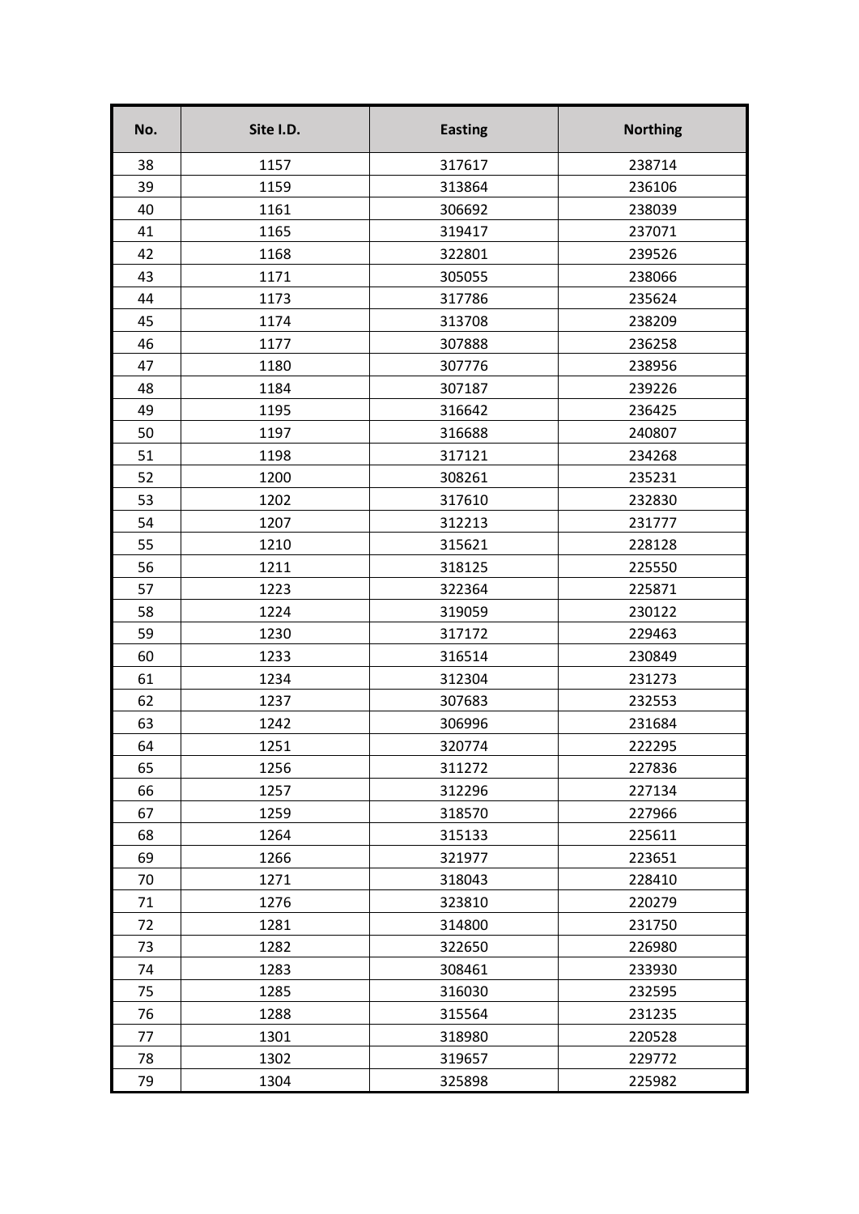| No. | Site I.D. | Easting | Northing |
| --- | --- | --- | --- |
| 38 | 1157 | 317617 | 238714 |
| 39 | 1159 | 313864 | 236106 |
| 40 | 1161 | 306692 | 238039 |
| 41 | 1165 | 319417 | 237071 |
| 42 | 1168 | 322801 | 239526 |
| 43 | 1171 | 305055 | 238066 |
| 44 | 1173 | 317786 | 235624 |
| 45 | 1174 | 313708 | 238209 |
| 46 | 1177 | 307888 | 236258 |
| 47 | 1180 | 307776 | 238956 |
| 48 | 1184 | 307187 | 239226 |
| 49 | 1195 | 316642 | 236425 |
| 50 | 1197 | 316688 | 240807 |
| 51 | 1198 | 317121 | 234268 |
| 52 | 1200 | 308261 | 235231 |
| 53 | 1202 | 317610 | 232830 |
| 54 | 1207 | 312213 | 231777 |
| 55 | 1210 | 315621 | 228128 |
| 56 | 1211 | 318125 | 225550 |
| 57 | 1223 | 322364 | 225871 |
| 58 | 1224 | 319059 | 230122 |
| 59 | 1230 | 317172 | 229463 |
| 60 | 1233 | 316514 | 230849 |
| 61 | 1234 | 312304 | 231273 |
| 62 | 1237 | 307683 | 232553 |
| 63 | 1242 | 306996 | 231684 |
| 64 | 1251 | 320774 | 222295 |
| 65 | 1256 | 311272 | 227836 |
| 66 | 1257 | 312296 | 227134 |
| 67 | 1259 | 318570 | 227966 |
| 68 | 1264 | 315133 | 225611 |
| 69 | 1266 | 321977 | 223651 |
| 70 | 1271 | 318043 | 228410 |
| 71 | 1276 | 323810 | 220279 |
| 72 | 1281 | 314800 | 231750 |
| 73 | 1282 | 322650 | 226980 |
| 74 | 1283 | 308461 | 233930 |
| 75 | 1285 | 316030 | 232595 |
| 76 | 1288 | 315564 | 231235 |
| 77 | 1301 | 318980 | 220528 |
| 78 | 1302 | 319657 | 229772 |
| 79 | 1304 | 325898 | 225982 |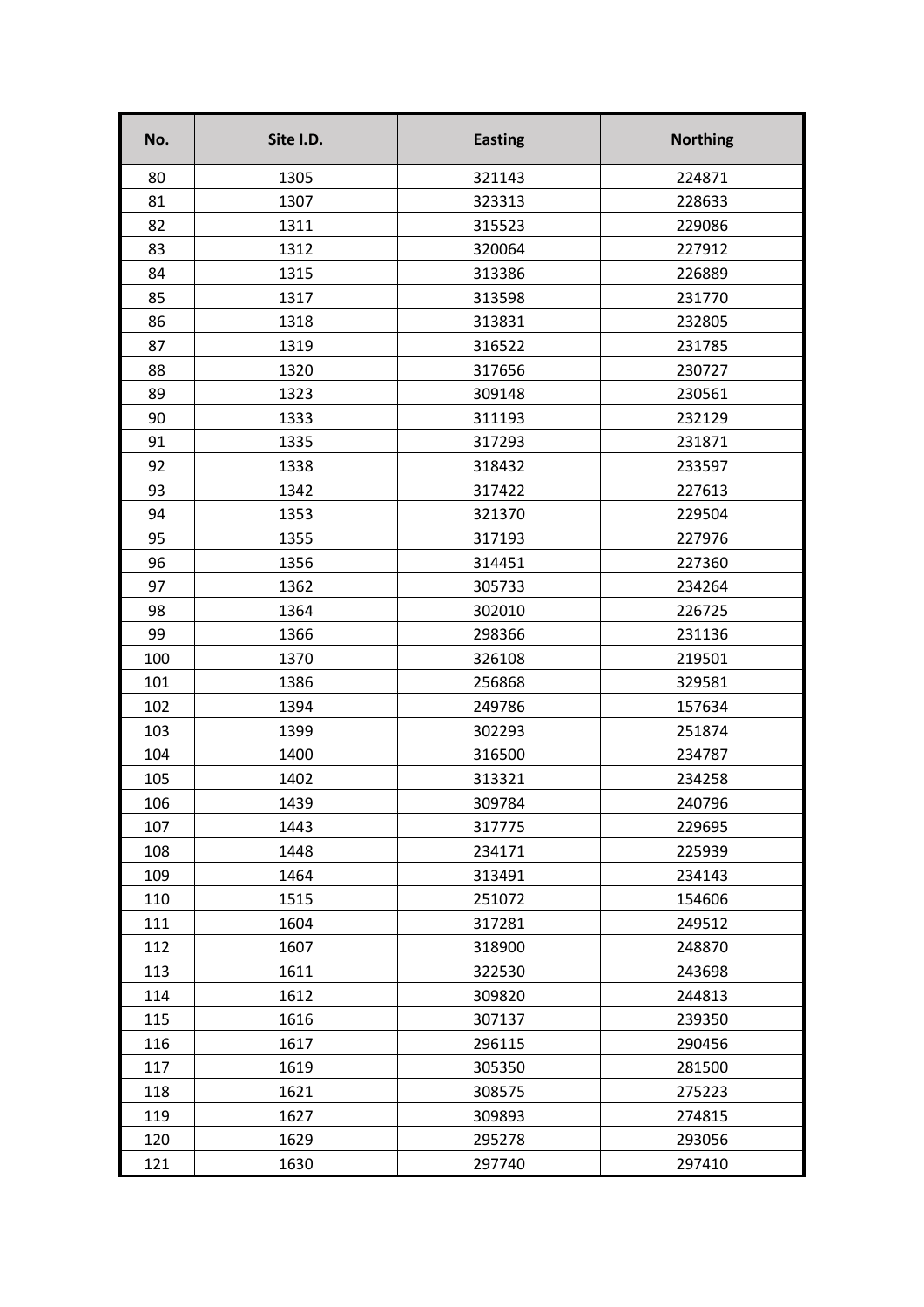| No. | Site I.D. | Easting | Northing |
|---|---|---|---|
| 80 | 1305 | 321143 | 224871 |
| 81 | 1307 | 323313 | 228633 |
| 82 | 1311 | 315523 | 229086 |
| 83 | 1312 | 320064 | 227912 |
| 84 | 1315 | 313386 | 226889 |
| 85 | 1317 | 313598 | 231770 |
| 86 | 1318 | 313831 | 232805 |
| 87 | 1319 | 316522 | 231785 |
| 88 | 1320 | 317656 | 230727 |
| 89 | 1323 | 309148 | 230561 |
| 90 | 1333 | 311193 | 232129 |
| 91 | 1335 | 317293 | 231871 |
| 92 | 1338 | 318432 | 233597 |
| 93 | 1342 | 317422 | 227613 |
| 94 | 1353 | 321370 | 229504 |
| 95 | 1355 | 317193 | 227976 |
| 96 | 1356 | 314451 | 227360 |
| 97 | 1362 | 305733 | 234264 |
| 98 | 1364 | 302010 | 226725 |
| 99 | 1366 | 298366 | 231136 |
| 100 | 1370 | 326108 | 219501 |
| 101 | 1386 | 256868 | 329581 |
| 102 | 1394 | 249786 | 157634 |
| 103 | 1399 | 302293 | 251874 |
| 104 | 1400 | 316500 | 234787 |
| 105 | 1402 | 313321 | 234258 |
| 106 | 1439 | 309784 | 240796 |
| 107 | 1443 | 317775 | 229695 |
| 108 | 1448 | 234171 | 225939 |
| 109 | 1464 | 313491 | 234143 |
| 110 | 1515 | 251072 | 154606 |
| 111 | 1604 | 317281 | 249512 |
| 112 | 1607 | 318900 | 248870 |
| 113 | 1611 | 322530 | 243698 |
| 114 | 1612 | 309820 | 244813 |
| 115 | 1616 | 307137 | 239350 |
| 116 | 1617 | 296115 | 290456 |
| 117 | 1619 | 305350 | 281500 |
| 118 | 1621 | 308575 | 275223 |
| 119 | 1627 | 309893 | 274815 |
| 120 | 1629 | 295278 | 293056 |
| 121 | 1630 | 297740 | 297410 |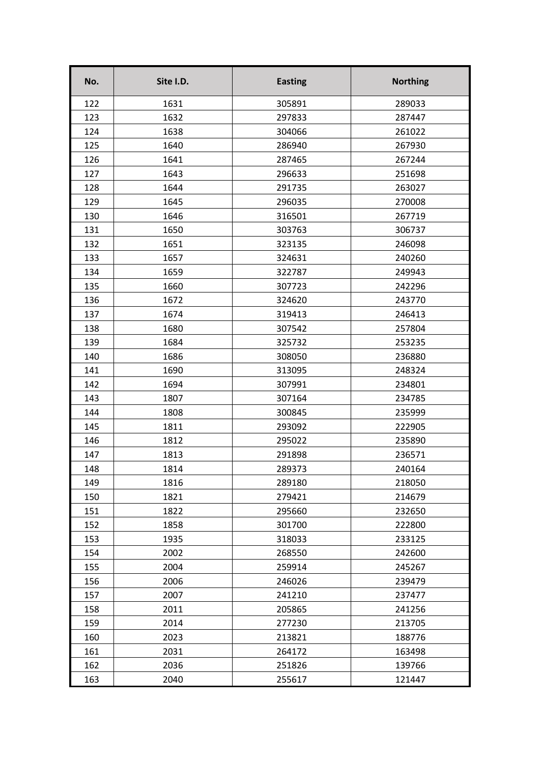| No. | Site I.D. | Easting | Northing |
|---|---|---|---|
| 122 | 1631 | 305891 | 289033 |
| 123 | 1632 | 297833 | 287447 |
| 124 | 1638 | 304066 | 261022 |
| 125 | 1640 | 286940 | 267930 |
| 126 | 1641 | 287465 | 267244 |
| 127 | 1643 | 296633 | 251698 |
| 128 | 1644 | 291735 | 263027 |
| 129 | 1645 | 296035 | 270008 |
| 130 | 1646 | 316501 | 267719 |
| 131 | 1650 | 303763 | 306737 |
| 132 | 1651 | 323135 | 246098 |
| 133 | 1657 | 324631 | 240260 |
| 134 | 1659 | 322787 | 249943 |
| 135 | 1660 | 307723 | 242296 |
| 136 | 1672 | 324620 | 243770 |
| 137 | 1674 | 319413 | 246413 |
| 138 | 1680 | 307542 | 257804 |
| 139 | 1684 | 325732 | 253235 |
| 140 | 1686 | 308050 | 236880 |
| 141 | 1690 | 313095 | 248324 |
| 142 | 1694 | 307991 | 234801 |
| 143 | 1807 | 307164 | 234785 |
| 144 | 1808 | 300845 | 235999 |
| 145 | 1811 | 293092 | 222905 |
| 146 | 1812 | 295022 | 235890 |
| 147 | 1813 | 291898 | 236571 |
| 148 | 1814 | 289373 | 240164 |
| 149 | 1816 | 289180 | 218050 |
| 150 | 1821 | 279421 | 214679 |
| 151 | 1822 | 295660 | 232650 |
| 152 | 1858 | 301700 | 222800 |
| 153 | 1935 | 318033 | 233125 |
| 154 | 2002 | 268550 | 242600 |
| 155 | 2004 | 259914 | 245267 |
| 156 | 2006 | 246026 | 239479 |
| 157 | 2007 | 241210 | 237477 |
| 158 | 2011 | 205865 | 241256 |
| 159 | 2014 | 277230 | 213705 |
| 160 | 2023 | 213821 | 188776 |
| 161 | 2031 | 264172 | 163498 |
| 162 | 2036 | 251826 | 139766 |
| 163 | 2040 | 255617 | 121447 |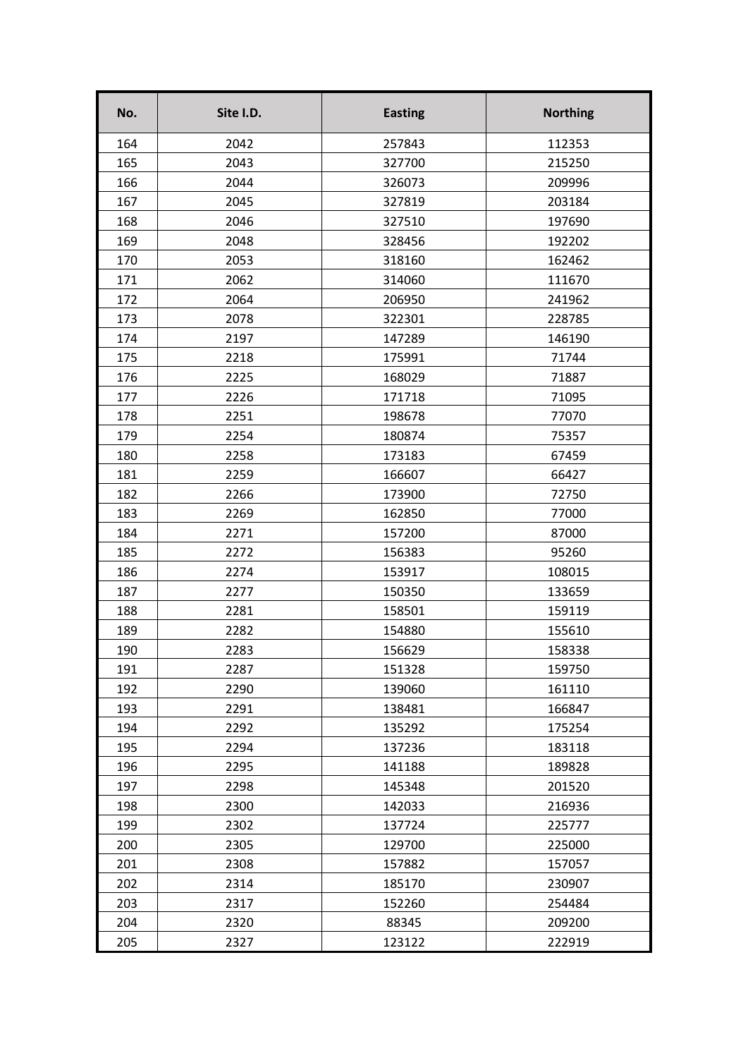| No. | Site I.D. | Easting | Northing |
|---|---|---|---|
| 164 | 2042 | 257843 | 112353 |
| 165 | 2043 | 327700 | 215250 |
| 166 | 2044 | 326073 | 209996 |
| 167 | 2045 | 327819 | 203184 |
| 168 | 2046 | 327510 | 197690 |
| 169 | 2048 | 328456 | 192202 |
| 170 | 2053 | 318160 | 162462 |
| 171 | 2062 | 314060 | 111670 |
| 172 | 2064 | 206950 | 241962 |
| 173 | 2078 | 322301 | 228785 |
| 174 | 2197 | 147289 | 146190 |
| 175 | 2218 | 175991 | 71744 |
| 176 | 2225 | 168029 | 71887 |
| 177 | 2226 | 171718 | 71095 |
| 178 | 2251 | 198678 | 77070 |
| 179 | 2254 | 180874 | 75357 |
| 180 | 2258 | 173183 | 67459 |
| 181 | 2259 | 166607 | 66427 |
| 182 | 2266 | 173900 | 72750 |
| 183 | 2269 | 162850 | 77000 |
| 184 | 2271 | 157200 | 87000 |
| 185 | 2272 | 156383 | 95260 |
| 186 | 2274 | 153917 | 108015 |
| 187 | 2277 | 150350 | 133659 |
| 188 | 2281 | 158501 | 159119 |
| 189 | 2282 | 154880 | 155610 |
| 190 | 2283 | 156629 | 158338 |
| 191 | 2287 | 151328 | 159750 |
| 192 | 2290 | 139060 | 161110 |
| 193 | 2291 | 138481 | 166847 |
| 194 | 2292 | 135292 | 175254 |
| 195 | 2294 | 137236 | 183118 |
| 196 | 2295 | 141188 | 189828 |
| 197 | 2298 | 145348 | 201520 |
| 198 | 2300 | 142033 | 216936 |
| 199 | 2302 | 137724 | 225777 |
| 200 | 2305 | 129700 | 225000 |
| 201 | 2308 | 157882 | 157057 |
| 202 | 2314 | 185170 | 230907 |
| 203 | 2317 | 152260 | 254484 |
| 204 | 2320 | 88345 | 209200 |
| 205 | 2327 | 123122 | 222919 |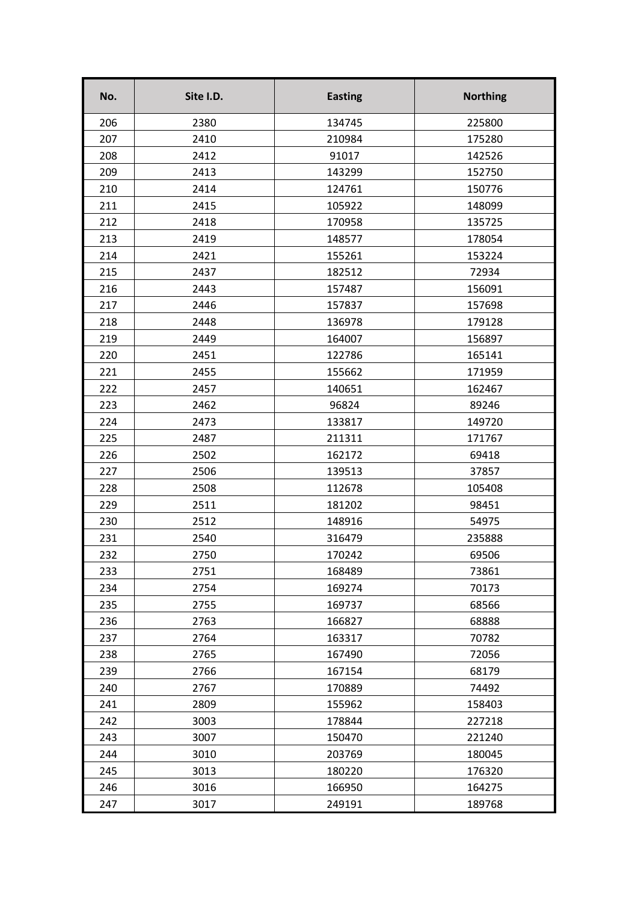| No. | Site I.D. | Easting | Northing |
|---|---|---|---|
| 206 | 2380 | 134745 | 225800 |
| 207 | 2410 | 210984 | 175280 |
| 208 | 2412 | 91017 | 142526 |
| 209 | 2413 | 143299 | 152750 |
| 210 | 2414 | 124761 | 150776 |
| 211 | 2415 | 105922 | 148099 |
| 212 | 2418 | 170958 | 135725 |
| 213 | 2419 | 148577 | 178054 |
| 214 | 2421 | 155261 | 153224 |
| 215 | 2437 | 182512 | 72934 |
| 216 | 2443 | 157487 | 156091 |
| 217 | 2446 | 157837 | 157698 |
| 218 | 2448 | 136978 | 179128 |
| 219 | 2449 | 164007 | 156897 |
| 220 | 2451 | 122786 | 165141 |
| 221 | 2455 | 155662 | 171959 |
| 222 | 2457 | 140651 | 162467 |
| 223 | 2462 | 96824 | 89246 |
| 224 | 2473 | 133817 | 149720 |
| 225 | 2487 | 211311 | 171767 |
| 226 | 2502 | 162172 | 69418 |
| 227 | 2506 | 139513 | 37857 |
| 228 | 2508 | 112678 | 105408 |
| 229 | 2511 | 181202 | 98451 |
| 230 | 2512 | 148916 | 54975 |
| 231 | 2540 | 316479 | 235888 |
| 232 | 2750 | 170242 | 69506 |
| 233 | 2751 | 168489 | 73861 |
| 234 | 2754 | 169274 | 70173 |
| 235 | 2755 | 169737 | 68566 |
| 236 | 2763 | 166827 | 68888 |
| 237 | 2764 | 163317 | 70782 |
| 238 | 2765 | 167490 | 72056 |
| 239 | 2766 | 167154 | 68179 |
| 240 | 2767 | 170889 | 74492 |
| 241 | 2809 | 155962 | 158403 |
| 242 | 3003 | 178844 | 227218 |
| 243 | 3007 | 150470 | 221240 |
| 244 | 3010 | 203769 | 180045 |
| 245 | 3013 | 180220 | 176320 |
| 246 | 3016 | 166950 | 164275 |
| 247 | 3017 | 249191 | 189768 |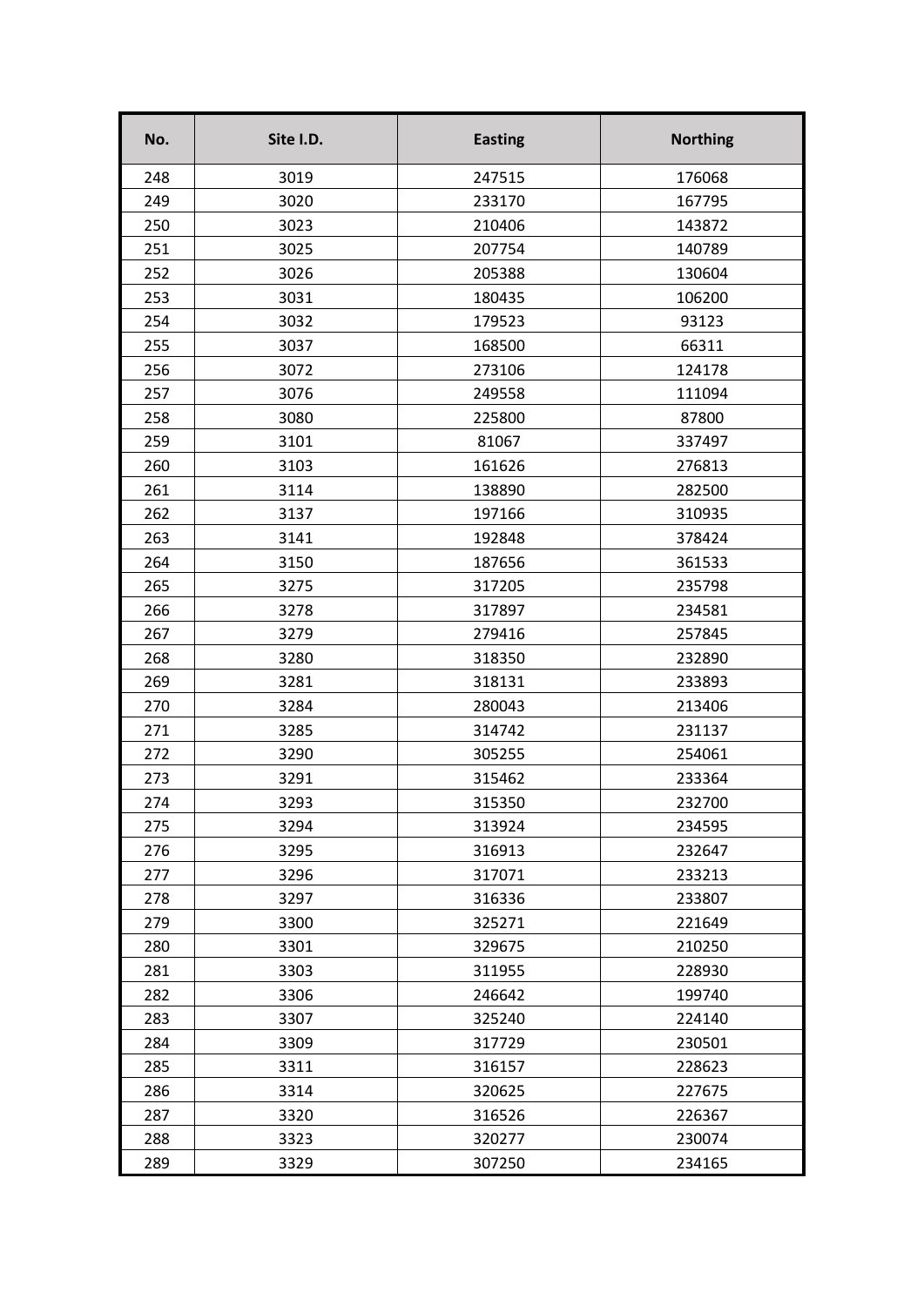| No. | Site I.D. | Easting | Northing |
|---|---|---|---|
| 248 | 3019 | 247515 | 176068 |
| 249 | 3020 | 233170 | 167795 |
| 250 | 3023 | 210406 | 143872 |
| 251 | 3025 | 207754 | 140789 |
| 252 | 3026 | 205388 | 130604 |
| 253 | 3031 | 180435 | 106200 |
| 254 | 3032 | 179523 | 93123 |
| 255 | 3037 | 168500 | 66311 |
| 256 | 3072 | 273106 | 124178 |
| 257 | 3076 | 249558 | 111094 |
| 258 | 3080 | 225800 | 87800 |
| 259 | 3101 | 81067 | 337497 |
| 260 | 3103 | 161626 | 276813 |
| 261 | 3114 | 138890 | 282500 |
| 262 | 3137 | 197166 | 310935 |
| 263 | 3141 | 192848 | 378424 |
| 264 | 3150 | 187656 | 361533 |
| 265 | 3275 | 317205 | 235798 |
| 266 | 3278 | 317897 | 234581 |
| 267 | 3279 | 279416 | 257845 |
| 268 | 3280 | 318350 | 232890 |
| 269 | 3281 | 318131 | 233893 |
| 270 | 3284 | 280043 | 213406 |
| 271 | 3285 | 314742 | 231137 |
| 272 | 3290 | 305255 | 254061 |
| 273 | 3291 | 315462 | 233364 |
| 274 | 3293 | 315350 | 232700 |
| 275 | 3294 | 313924 | 234595 |
| 276 | 3295 | 316913 | 232647 |
| 277 | 3296 | 317071 | 233213 |
| 278 | 3297 | 316336 | 233807 |
| 279 | 3300 | 325271 | 221649 |
| 280 | 3301 | 329675 | 210250 |
| 281 | 3303 | 311955 | 228930 |
| 282 | 3306 | 246642 | 199740 |
| 283 | 3307 | 325240 | 224140 |
| 284 | 3309 | 317729 | 230501 |
| 285 | 3311 | 316157 | 228623 |
| 286 | 3314 | 320625 | 227675 |
| 287 | 3320 | 316526 | 226367 |
| 288 | 3323 | 320277 | 230074 |
| 289 | 3329 | 307250 | 234165 |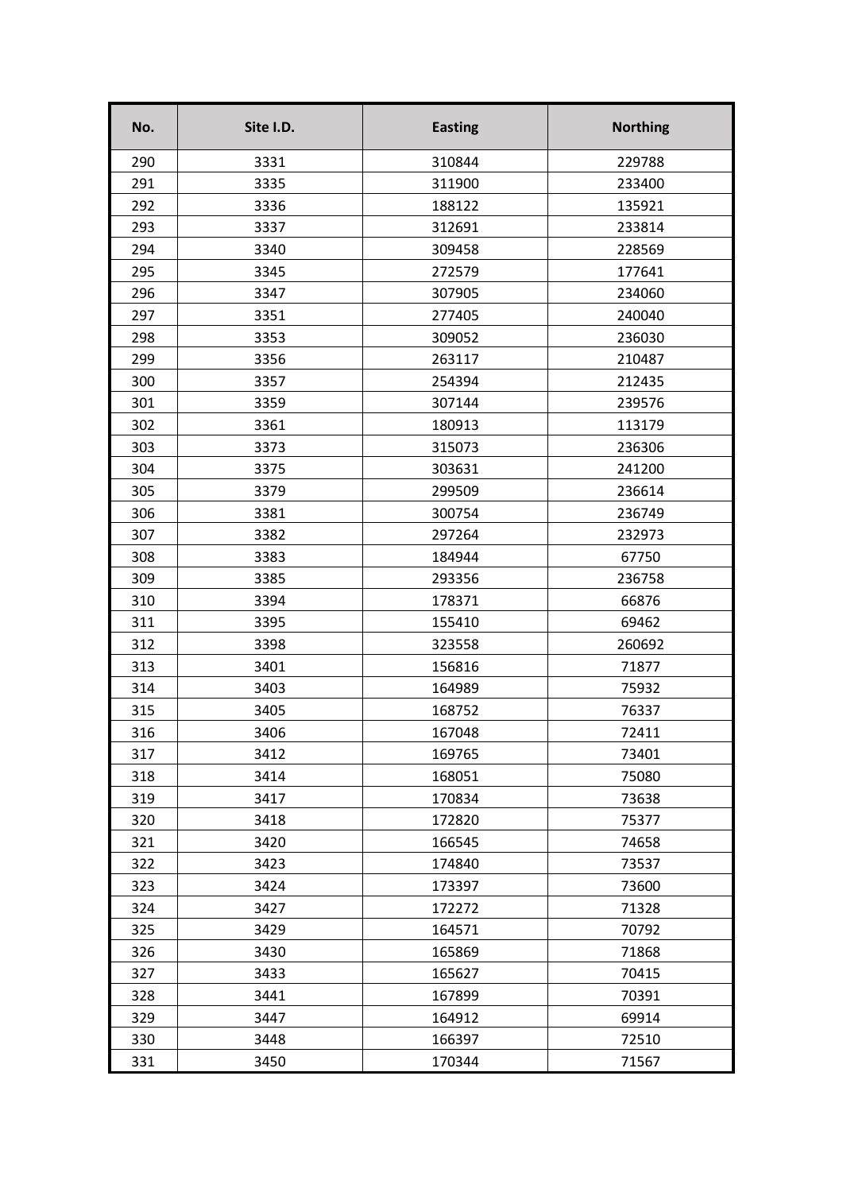| No. | Site I.D. | Easting | Northing |
|---|---|---|---|
| 290 | 3331 | 310844 | 229788 |
| 291 | 3335 | 311900 | 233400 |
| 292 | 3336 | 188122 | 135921 |
| 293 | 3337 | 312691 | 233814 |
| 294 | 3340 | 309458 | 228569 |
| 295 | 3345 | 272579 | 177641 |
| 296 | 3347 | 307905 | 234060 |
| 297 | 3351 | 277405 | 240040 |
| 298 | 3353 | 309052 | 236030 |
| 299 | 3356 | 263117 | 210487 |
| 300 | 3357 | 254394 | 212435 |
| 301 | 3359 | 307144 | 239576 |
| 302 | 3361 | 180913 | 113179 |
| 303 | 3373 | 315073 | 236306 |
| 304 | 3375 | 303631 | 241200 |
| 305 | 3379 | 299509 | 236614 |
| 306 | 3381 | 300754 | 236749 |
| 307 | 3382 | 297264 | 232973 |
| 308 | 3383 | 184944 | 67750 |
| 309 | 3385 | 293356 | 236758 |
| 310 | 3394 | 178371 | 66876 |
| 311 | 3395 | 155410 | 69462 |
| 312 | 3398 | 323558 | 260692 |
| 313 | 3401 | 156816 | 71877 |
| 314 | 3403 | 164989 | 75932 |
| 315 | 3405 | 168752 | 76337 |
| 316 | 3406 | 167048 | 72411 |
| 317 | 3412 | 169765 | 73401 |
| 318 | 3414 | 168051 | 75080 |
| 319 | 3417 | 170834 | 73638 |
| 320 | 3418 | 172820 | 75377 |
| 321 | 3420 | 166545 | 74658 |
| 322 | 3423 | 174840 | 73537 |
| 323 | 3424 | 173397 | 73600 |
| 324 | 3427 | 172272 | 71328 |
| 325 | 3429 | 164571 | 70792 |
| 326 | 3430 | 165869 | 71868 |
| 327 | 3433 | 165627 | 70415 |
| 328 | 3441 | 167899 | 70391 |
| 329 | 3447 | 164912 | 69914 |
| 330 | 3448 | 166397 | 72510 |
| 331 | 3450 | 170344 | 71567 |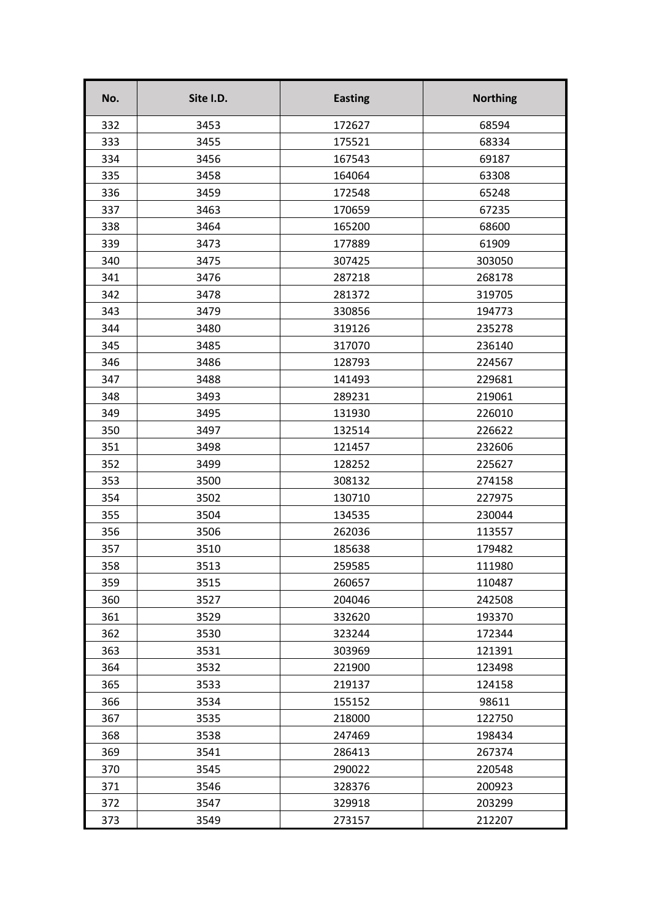| No. | Site I.D. | Easting | Northing |
|---|---|---|---|
| 332 | 3453 | 172627 | 68594 |
| 333 | 3455 | 175521 | 68334 |
| 334 | 3456 | 167543 | 69187 |
| 335 | 3458 | 164064 | 63308 |
| 336 | 3459 | 172548 | 65248 |
| 337 | 3463 | 170659 | 67235 |
| 338 | 3464 | 165200 | 68600 |
| 339 | 3473 | 177889 | 61909 |
| 340 | 3475 | 307425 | 303050 |
| 341 | 3476 | 287218 | 268178 |
| 342 | 3478 | 281372 | 319705 |
| 343 | 3479 | 330856 | 194773 |
| 344 | 3480 | 319126 | 235278 |
| 345 | 3485 | 317070 | 236140 |
| 346 | 3486 | 128793 | 224567 |
| 347 | 3488 | 141493 | 229681 |
| 348 | 3493 | 289231 | 219061 |
| 349 | 3495 | 131930 | 226010 |
| 350 | 3497 | 132514 | 226622 |
| 351 | 3498 | 121457 | 232606 |
| 352 | 3499 | 128252 | 225627 |
| 353 | 3500 | 308132 | 274158 |
| 354 | 3502 | 130710 | 227975 |
| 355 | 3504 | 134535 | 230044 |
| 356 | 3506 | 262036 | 113557 |
| 357 | 3510 | 185638 | 179482 |
| 358 | 3513 | 259585 | 111980 |
| 359 | 3515 | 260657 | 110487 |
| 360 | 3527 | 204046 | 242508 |
| 361 | 3529 | 332620 | 193370 |
| 362 | 3530 | 323244 | 172344 |
| 363 | 3531 | 303969 | 121391 |
| 364 | 3532 | 221900 | 123498 |
| 365 | 3533 | 219137 | 124158 |
| 366 | 3534 | 155152 | 98611 |
| 367 | 3535 | 218000 | 122750 |
| 368 | 3538 | 247469 | 198434 |
| 369 | 3541 | 286413 | 267374 |
| 370 | 3545 | 290022 | 220548 |
| 371 | 3546 | 328376 | 200923 |
| 372 | 3547 | 329918 | 203299 |
| 373 | 3549 | 273157 | 212207 |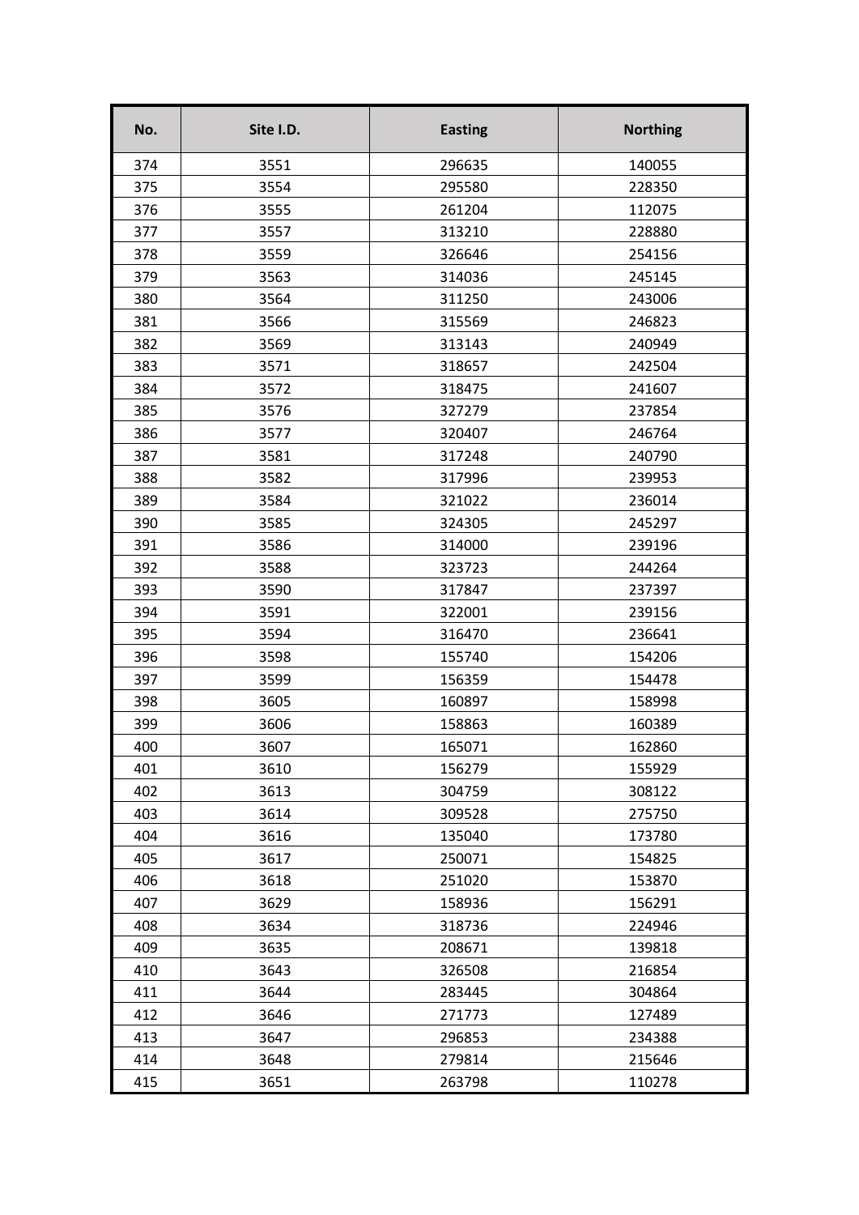| No. | Site I.D. | Easting | Northing |
|---|---|---|---|
| 374 | 3551 | 296635 | 140055 |
| 375 | 3554 | 295580 | 228350 |
| 376 | 3555 | 261204 | 112075 |
| 377 | 3557 | 313210 | 228880 |
| 378 | 3559 | 326646 | 254156 |
| 379 | 3563 | 314036 | 245145 |
| 380 | 3564 | 311250 | 243006 |
| 381 | 3566 | 315569 | 246823 |
| 382 | 3569 | 313143 | 240949 |
| 383 | 3571 | 318657 | 242504 |
| 384 | 3572 | 318475 | 241607 |
| 385 | 3576 | 327279 | 237854 |
| 386 | 3577 | 320407 | 246764 |
| 387 | 3581 | 317248 | 240790 |
| 388 | 3582 | 317996 | 239953 |
| 389 | 3584 | 321022 | 236014 |
| 390 | 3585 | 324305 | 245297 |
| 391 | 3586 | 314000 | 239196 |
| 392 | 3588 | 323723 | 244264 |
| 393 | 3590 | 317847 | 237397 |
| 394 | 3591 | 322001 | 239156 |
| 395 | 3594 | 316470 | 236641 |
| 396 | 3598 | 155740 | 154206 |
| 397 | 3599 | 156359 | 154478 |
| 398 | 3605 | 160897 | 158998 |
| 399 | 3606 | 158863 | 160389 |
| 400 | 3607 | 165071 | 162860 |
| 401 | 3610 | 156279 | 155929 |
| 402 | 3613 | 304759 | 308122 |
| 403 | 3614 | 309528 | 275750 |
| 404 | 3616 | 135040 | 173780 |
| 405 | 3617 | 250071 | 154825 |
| 406 | 3618 | 251020 | 153870 |
| 407 | 3629 | 158936 | 156291 |
| 408 | 3634 | 318736 | 224946 |
| 409 | 3635 | 208671 | 139818 |
| 410 | 3643 | 326508 | 216854 |
| 411 | 3644 | 283445 | 304864 |
| 412 | 3646 | 271773 | 127489 |
| 413 | 3647 | 296853 | 234388 |
| 414 | 3648 | 279814 | 215646 |
| 415 | 3651 | 263798 | 110278 |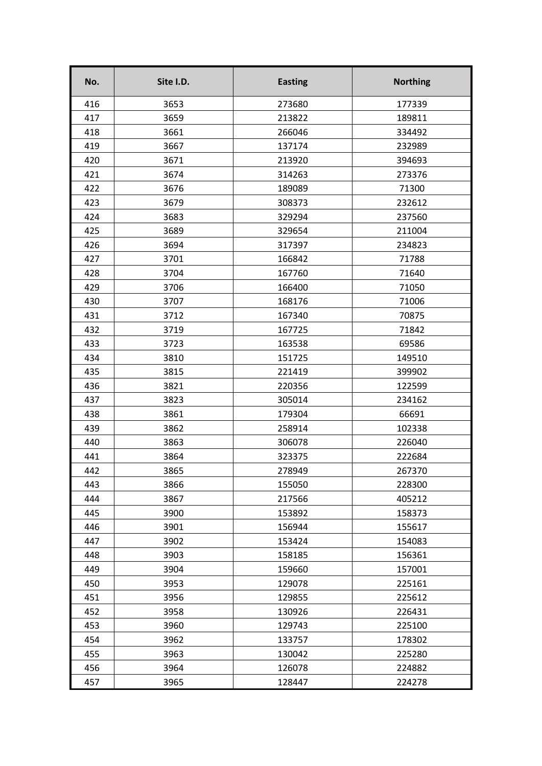| No. | Site I.D. | Easting | Northing |
|---|---|---|---|
| 416 | 3653 | 273680 | 177339 |
| 417 | 3659 | 213822 | 189811 |
| 418 | 3661 | 266046 | 334492 |
| 419 | 3667 | 137174 | 232989 |
| 420 | 3671 | 213920 | 394693 |
| 421 | 3674 | 314263 | 273376 |
| 422 | 3676 | 189089 | 71300 |
| 423 | 3679 | 308373 | 232612 |
| 424 | 3683 | 329294 | 237560 |
| 425 | 3689 | 329654 | 211004 |
| 426 | 3694 | 317397 | 234823 |
| 427 | 3701 | 166842 | 71788 |
| 428 | 3704 | 167760 | 71640 |
| 429 | 3706 | 166400 | 71050 |
| 430 | 3707 | 168176 | 71006 |
| 431 | 3712 | 167340 | 70875 |
| 432 | 3719 | 167725 | 71842 |
| 433 | 3723 | 163538 | 69586 |
| 434 | 3810 | 151725 | 149510 |
| 435 | 3815 | 221419 | 399902 |
| 436 | 3821 | 220356 | 122599 |
| 437 | 3823 | 305014 | 234162 |
| 438 | 3861 | 179304 | 66691 |
| 439 | 3862 | 258914 | 102338 |
| 440 | 3863 | 306078 | 226040 |
| 441 | 3864 | 323375 | 222684 |
| 442 | 3865 | 278949 | 267370 |
| 443 | 3866 | 155050 | 228300 |
| 444 | 3867 | 217566 | 405212 |
| 445 | 3900 | 153892 | 158373 |
| 446 | 3901 | 156944 | 155617 |
| 447 | 3902 | 153424 | 154083 |
| 448 | 3903 | 158185 | 156361 |
| 449 | 3904 | 159660 | 157001 |
| 450 | 3953 | 129078 | 225161 |
| 451 | 3956 | 129855 | 225612 |
| 452 | 3958 | 130926 | 226431 |
| 453 | 3960 | 129743 | 225100 |
| 454 | 3962 | 133757 | 178302 |
| 455 | 3963 | 130042 | 225280 |
| 456 | 3964 | 126078 | 224882 |
| 457 | 3965 | 128447 | 224278 |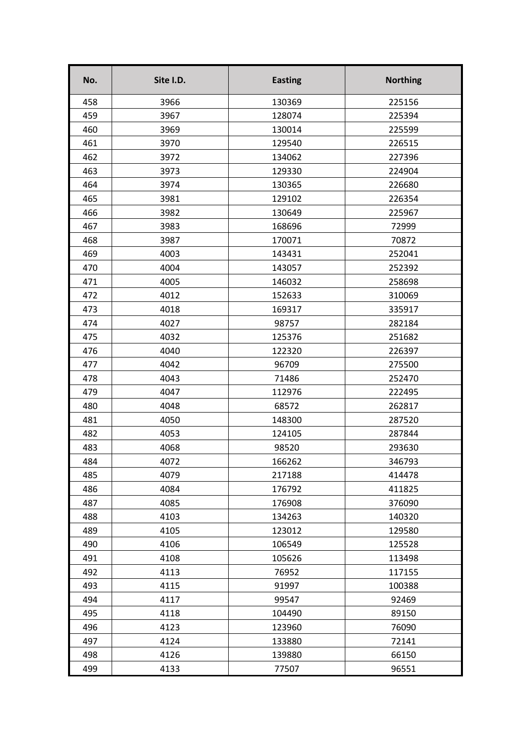| No. | Site I.D. | Easting | Northing |
|---|---|---|---|
| 458 | 3966 | 130369 | 225156 |
| 459 | 3967 | 128074 | 225394 |
| 460 | 3969 | 130014 | 225599 |
| 461 | 3970 | 129540 | 226515 |
| 462 | 3972 | 134062 | 227396 |
| 463 | 3973 | 129330 | 224904 |
| 464 | 3974 | 130365 | 226680 |
| 465 | 3981 | 129102 | 226354 |
| 466 | 3982 | 130649 | 225967 |
| 467 | 3983 | 168696 | 72999 |
| 468 | 3987 | 170071 | 70872 |
| 469 | 4003 | 143431 | 252041 |
| 470 | 4004 | 143057 | 252392 |
| 471 | 4005 | 146032 | 258698 |
| 472 | 4012 | 152633 | 310069 |
| 473 | 4018 | 169317 | 335917 |
| 474 | 4027 | 98757 | 282184 |
| 475 | 4032 | 125376 | 251682 |
| 476 | 4040 | 122320 | 226397 |
| 477 | 4042 | 96709 | 275500 |
| 478 | 4043 | 71486 | 252470 |
| 479 | 4047 | 112976 | 222495 |
| 480 | 4048 | 68572 | 262817 |
| 481 | 4050 | 148300 | 287520 |
| 482 | 4053 | 124105 | 287844 |
| 483 | 4068 | 98520 | 293630 |
| 484 | 4072 | 166262 | 346793 |
| 485 | 4079 | 217188 | 414478 |
| 486 | 4084 | 176792 | 411825 |
| 487 | 4085 | 176908 | 376090 |
| 488 | 4103 | 134263 | 140320 |
| 489 | 4105 | 123012 | 129580 |
| 490 | 4106 | 106549 | 125528 |
| 491 | 4108 | 105626 | 113498 |
| 492 | 4113 | 76952 | 117155 |
| 493 | 4115 | 91997 | 100388 |
| 494 | 4117 | 99547 | 92469 |
| 495 | 4118 | 104490 | 89150 |
| 496 | 4123 | 123960 | 76090 |
| 497 | 4124 | 133880 | 72141 |
| 498 | 4126 | 139880 | 66150 |
| 499 | 4133 | 77507 | 96551 |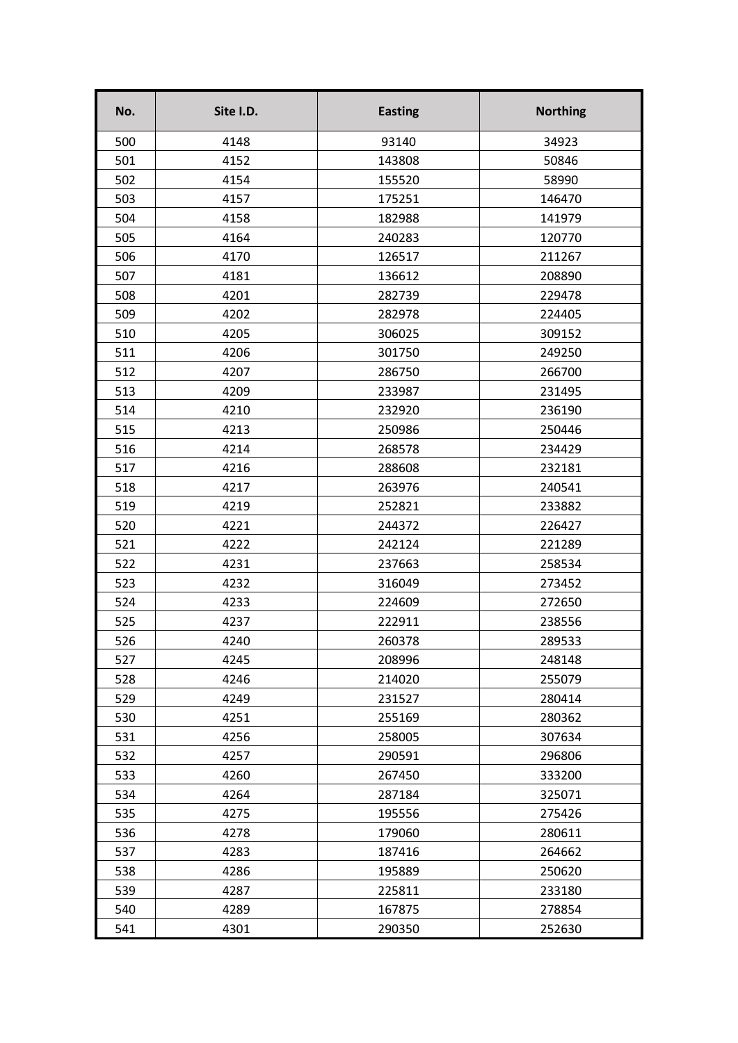| No. | Site I.D. | Easting | Northing |
|---|---|---|---|
| 500 | 4148 | 93140 | 34923 |
| 501 | 4152 | 143808 | 50846 |
| 502 | 4154 | 155520 | 58990 |
| 503 | 4157 | 175251 | 146470 |
| 504 | 4158 | 182988 | 141979 |
| 505 | 4164 | 240283 | 120770 |
| 506 | 4170 | 126517 | 211267 |
| 507 | 4181 | 136612 | 208890 |
| 508 | 4201 | 282739 | 229478 |
| 509 | 4202 | 282978 | 224405 |
| 510 | 4205 | 306025 | 309152 |
| 511 | 4206 | 301750 | 249250 |
| 512 | 4207 | 286750 | 266700 |
| 513 | 4209 | 233987 | 231495 |
| 514 | 4210 | 232920 | 236190 |
| 515 | 4213 | 250986 | 250446 |
| 516 | 4214 | 268578 | 234429 |
| 517 | 4216 | 288608 | 232181 |
| 518 | 4217 | 263976 | 240541 |
| 519 | 4219 | 252821 | 233882 |
| 520 | 4221 | 244372 | 226427 |
| 521 | 4222 | 242124 | 221289 |
| 522 | 4231 | 237663 | 258534 |
| 523 | 4232 | 316049 | 273452 |
| 524 | 4233 | 224609 | 272650 |
| 525 | 4237 | 222911 | 238556 |
| 526 | 4240 | 260378 | 289533 |
| 527 | 4245 | 208996 | 248148 |
| 528 | 4246 | 214020 | 255079 |
| 529 | 4249 | 231527 | 280414 |
| 530 | 4251 | 255169 | 280362 |
| 531 | 4256 | 258005 | 307634 |
| 532 | 4257 | 290591 | 296806 |
| 533 | 4260 | 267450 | 333200 |
| 534 | 4264 | 287184 | 325071 |
| 535 | 4275 | 195556 | 275426 |
| 536 | 4278 | 179060 | 280611 |
| 537 | 4283 | 187416 | 264662 |
| 538 | 4286 | 195889 | 250620 |
| 539 | 4287 | 225811 | 233180 |
| 540 | 4289 | 167875 | 278854 |
| 541 | 4301 | 290350 | 252630 |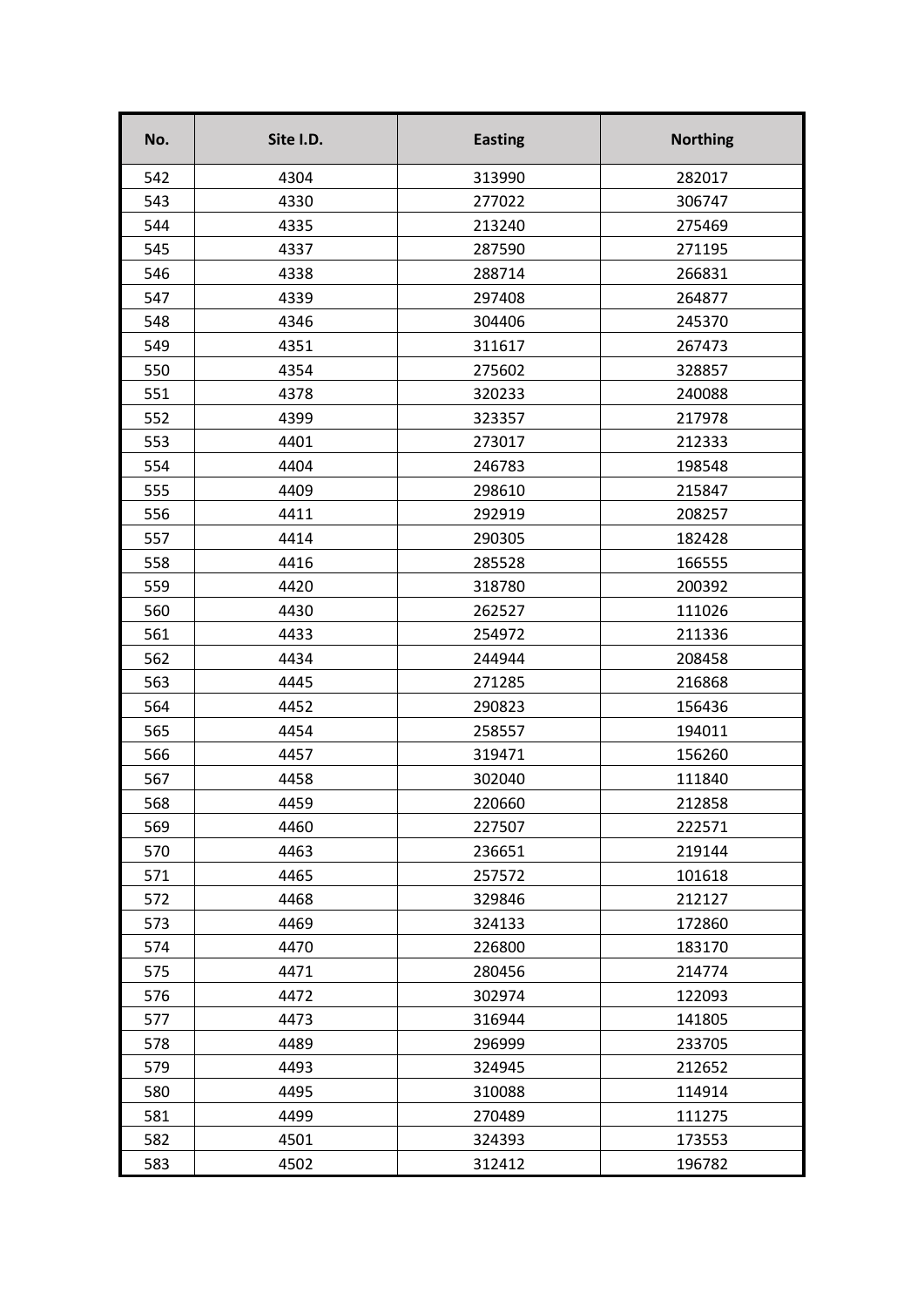| No. | Site I.D. | Easting | Northing |
|---|---|---|---|
| 542 | 4304 | 313990 | 282017 |
| 543 | 4330 | 277022 | 306747 |
| 544 | 4335 | 213240 | 275469 |
| 545 | 4337 | 287590 | 271195 |
| 546 | 4338 | 288714 | 266831 |
| 547 | 4339 | 297408 | 264877 |
| 548 | 4346 | 304406 | 245370 |
| 549 | 4351 | 311617 | 267473 |
| 550 | 4354 | 275602 | 328857 |
| 551 | 4378 | 320233 | 240088 |
| 552 | 4399 | 323357 | 217978 |
| 553 | 4401 | 273017 | 212333 |
| 554 | 4404 | 246783 | 198548 |
| 555 | 4409 | 298610 | 215847 |
| 556 | 4411 | 292919 | 208257 |
| 557 | 4414 | 290305 | 182428 |
| 558 | 4416 | 285528 | 166555 |
| 559 | 4420 | 318780 | 200392 |
| 560 | 4430 | 262527 | 111026 |
| 561 | 4433 | 254972 | 211336 |
| 562 | 4434 | 244944 | 208458 |
| 563 | 4445 | 271285 | 216868 |
| 564 | 4452 | 290823 | 156436 |
| 565 | 4454 | 258557 | 194011 |
| 566 | 4457 | 319471 | 156260 |
| 567 | 4458 | 302040 | 111840 |
| 568 | 4459 | 220660 | 212858 |
| 569 | 4460 | 227507 | 222571 |
| 570 | 4463 | 236651 | 219144 |
| 571 | 4465 | 257572 | 101618 |
| 572 | 4468 | 329846 | 212127 |
| 573 | 4469 | 324133 | 172860 |
| 574 | 4470 | 226800 | 183170 |
| 575 | 4471 | 280456 | 214774 |
| 576 | 4472 | 302974 | 122093 |
| 577 | 4473 | 316944 | 141805 |
| 578 | 4489 | 296999 | 233705 |
| 579 | 4493 | 324945 | 212652 |
| 580 | 4495 | 310088 | 114914 |
| 581 | 4499 | 270489 | 111275 |
| 582 | 4501 | 324393 | 173553 |
| 583 | 4502 | 312412 | 196782 |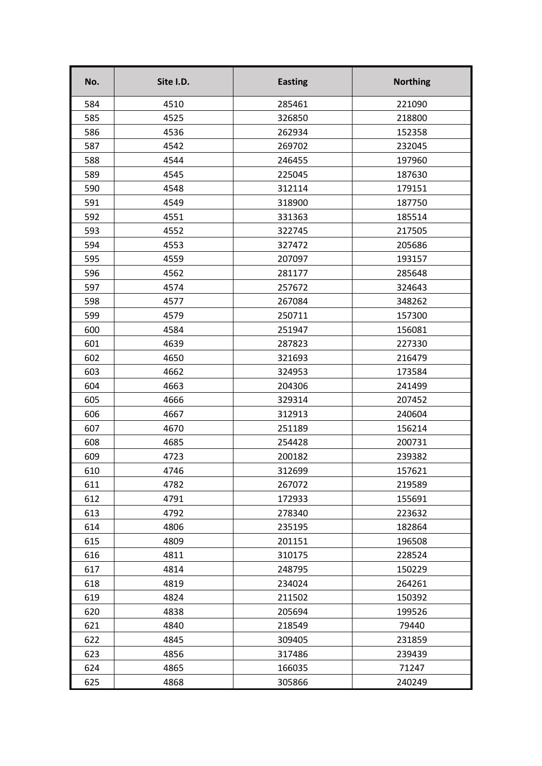| No. | Site I.D. | Easting | Northing |
|---|---|---|---|
| 584 | 4510 | 285461 | 221090 |
| 585 | 4525 | 326850 | 218800 |
| 586 | 4536 | 262934 | 152358 |
| 587 | 4542 | 269702 | 232045 |
| 588 | 4544 | 246455 | 197960 |
| 589 | 4545 | 225045 | 187630 |
| 590 | 4548 | 312114 | 179151 |
| 591 | 4549 | 318900 | 187750 |
| 592 | 4551 | 331363 | 185514 |
| 593 | 4552 | 322745 | 217505 |
| 594 | 4553 | 327472 | 205686 |
| 595 | 4559 | 207097 | 193157 |
| 596 | 4562 | 281177 | 285648 |
| 597 | 4574 | 257672 | 324643 |
| 598 | 4577 | 267084 | 348262 |
| 599 | 4579 | 250711 | 157300 |
| 600 | 4584 | 251947 | 156081 |
| 601 | 4639 | 287823 | 227330 |
| 602 | 4650 | 321693 | 216479 |
| 603 | 4662 | 324953 | 173584 |
| 604 | 4663 | 204306 | 241499 |
| 605 | 4666 | 329314 | 207452 |
| 606 | 4667 | 312913 | 240604 |
| 607 | 4670 | 251189 | 156214 |
| 608 | 4685 | 254428 | 200731 |
| 609 | 4723 | 200182 | 239382 |
| 610 | 4746 | 312699 | 157621 |
| 611 | 4782 | 267072 | 219589 |
| 612 | 4791 | 172933 | 155691 |
| 613 | 4792 | 278340 | 223632 |
| 614 | 4806 | 235195 | 182864 |
| 615 | 4809 | 201151 | 196508 |
| 616 | 4811 | 310175 | 228524 |
| 617 | 4814 | 248795 | 150229 |
| 618 | 4819 | 234024 | 264261 |
| 619 | 4824 | 211502 | 150392 |
| 620 | 4838 | 205694 | 199526 |
| 621 | 4840 | 218549 | 79440 |
| 622 | 4845 | 309405 | 231859 |
| 623 | 4856 | 317486 | 239439 |
| 624 | 4865 | 166035 | 71247 |
| 625 | 4868 | 305866 | 240249 |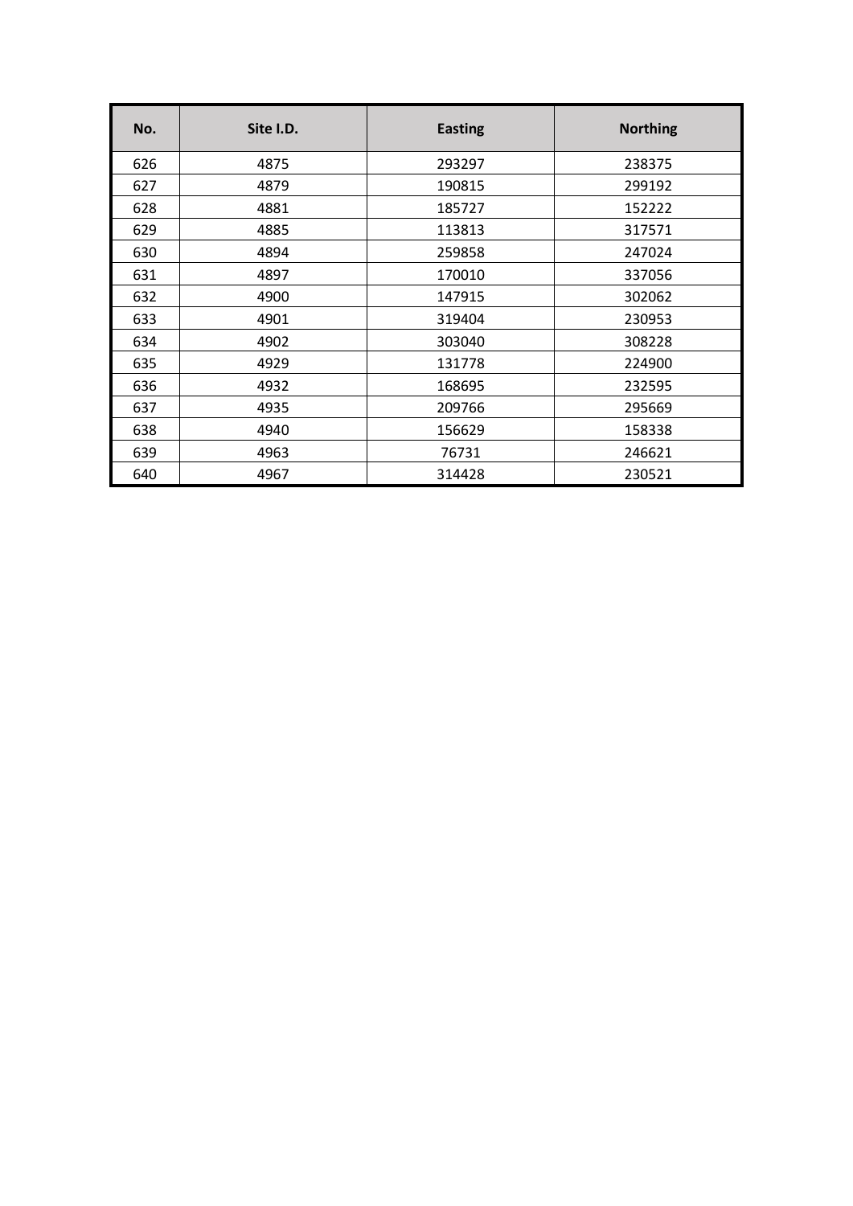| No. | Site I.D. | Easting | Northing |
|---|---|---|---|
| 626 | 4875 | 293297 | 238375 |
| 627 | 4879 | 190815 | 299192 |
| 628 | 4881 | 185727 | 152222 |
| 629 | 4885 | 113813 | 317571 |
| 630 | 4894 | 259858 | 247024 |
| 631 | 4897 | 170010 | 337056 |
| 632 | 4900 | 147915 | 302062 |
| 633 | 4901 | 319404 | 230953 |
| 634 | 4902 | 303040 | 308228 |
| 635 | 4929 | 131778 | 224900 |
| 636 | 4932 | 168695 | 232595 |
| 637 | 4935 | 209766 | 295669 |
| 638 | 4940 | 156629 | 158338 |
| 639 | 4963 | 76731 | 246621 |
| 640 | 4967 | 314428 | 230521 |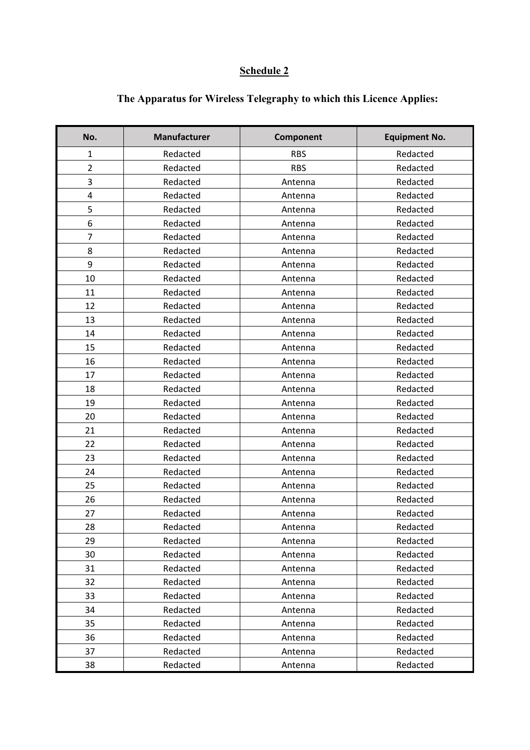## Schedule 2

### The Apparatus for Wireless Telegraphy to which this Licence Applies:

| No. | Manufacturer | Component | Equipment No. |
|---|---|---|---|
| 1 | Redacted | RBS | Redacted |
| 2 | Redacted | RBS | Redacted |
| 3 | Redacted | Antenna | Redacted |
| 4 | Redacted | Antenna | Redacted |
| 5 | Redacted | Antenna | Redacted |
| 6 | Redacted | Antenna | Redacted |
| 7 | Redacted | Antenna | Redacted |
| 8 | Redacted | Antenna | Redacted |
| 9 | Redacted | Antenna | Redacted |
| 10 | Redacted | Antenna | Redacted |
| 11 | Redacted | Antenna | Redacted |
| 12 | Redacted | Antenna | Redacted |
| 13 | Redacted | Antenna | Redacted |
| 14 | Redacted | Antenna | Redacted |
| 15 | Redacted | Antenna | Redacted |
| 16 | Redacted | Antenna | Redacted |
| 17 | Redacted | Antenna | Redacted |
| 18 | Redacted | Antenna | Redacted |
| 19 | Redacted | Antenna | Redacted |
| 20 | Redacted | Antenna | Redacted |
| 21 | Redacted | Antenna | Redacted |
| 22 | Redacted | Antenna | Redacted |
| 23 | Redacted | Antenna | Redacted |
| 24 | Redacted | Antenna | Redacted |
| 25 | Redacted | Antenna | Redacted |
| 26 | Redacted | Antenna | Redacted |
| 27 | Redacted | Antenna | Redacted |
| 28 | Redacted | Antenna | Redacted |
| 29 | Redacted | Antenna | Redacted |
| 30 | Redacted | Antenna | Redacted |
| 31 | Redacted | Antenna | Redacted |
| 32 | Redacted | Antenna | Redacted |
| 33 | Redacted | Antenna | Redacted |
| 34 | Redacted | Antenna | Redacted |
| 35 | Redacted | Antenna | Redacted |
| 36 | Redacted | Antenna | Redacted |
| 37 | Redacted | Antenna | Redacted |
| 38 | Redacted | Antenna | Redacted |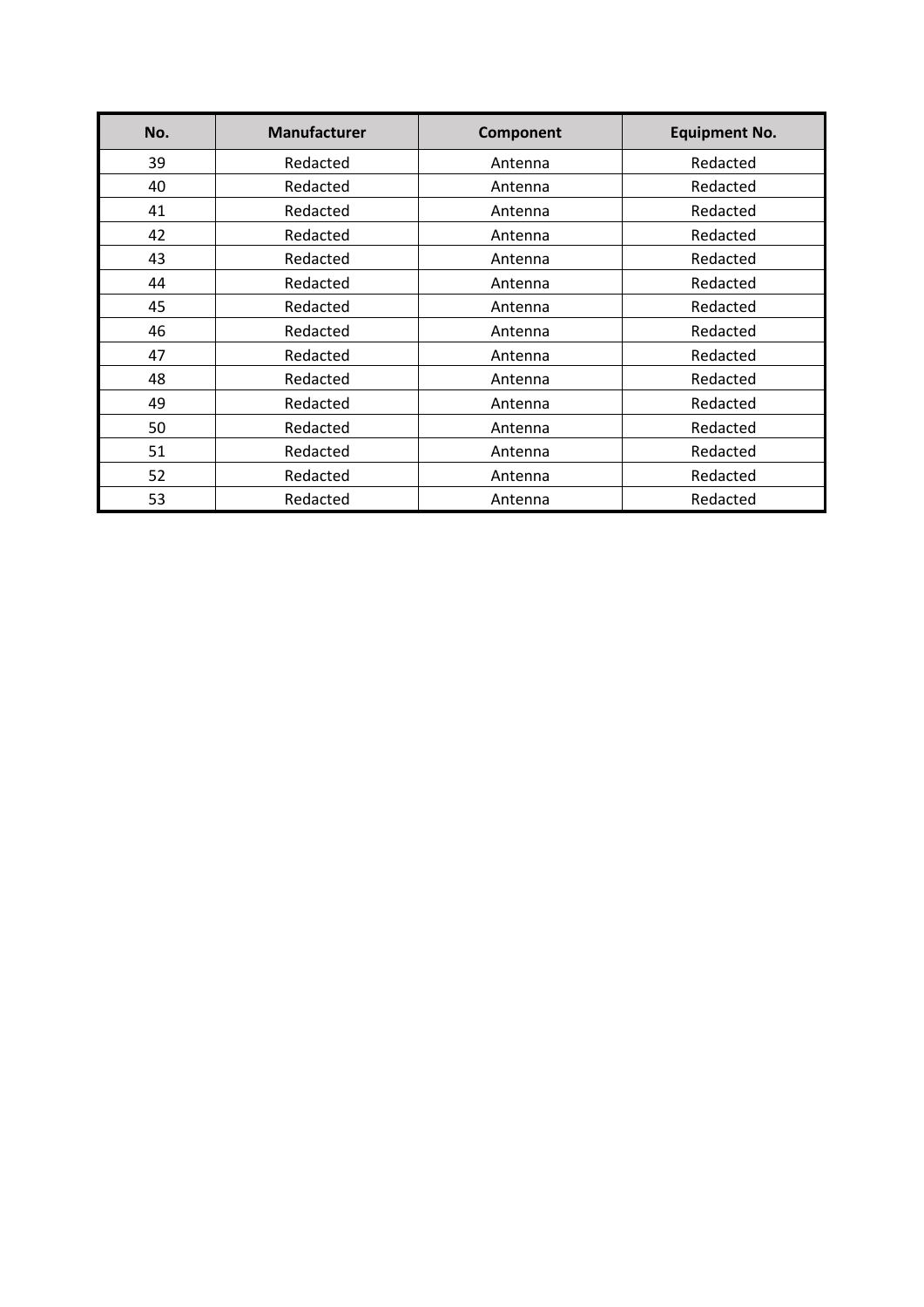| No. | Manufacturer | Component | Equipment No. |
| --- | --- | --- | --- |
| 39 | Redacted | Antenna | Redacted |
| 40 | Redacted | Antenna | Redacted |
| 41 | Redacted | Antenna | Redacted |
| 42 | Redacted | Antenna | Redacted |
| 43 | Redacted | Antenna | Redacted |
| 44 | Redacted | Antenna | Redacted |
| 45 | Redacted | Antenna | Redacted |
| 46 | Redacted | Antenna | Redacted |
| 47 | Redacted | Antenna | Redacted |
| 48 | Redacted | Antenna | Redacted |
| 49 | Redacted | Antenna | Redacted |
| 50 | Redacted | Antenna | Redacted |
| 51 | Redacted | Antenna | Redacted |
| 52 | Redacted | Antenna | Redacted |
| 53 | Redacted | Antenna | Redacted |